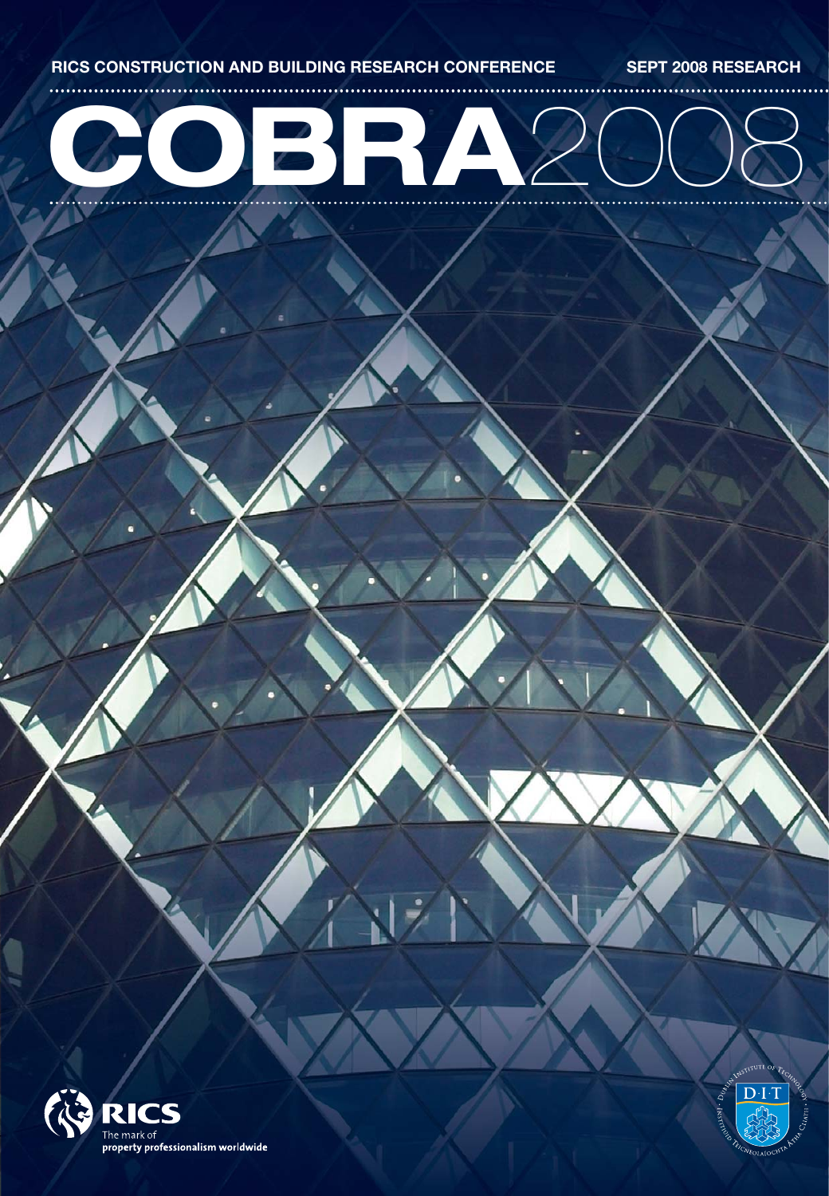RICS CONSTRUCTION AND BUILDING RESEARCH CONFERENCE SEPT 2008 RESEARCH

# COBRA 2008

RICS

The mark of property professionalism worldwide

DIT

Dublin Institute of Technology

Institiúid Teicneolaíochta Átha Cliath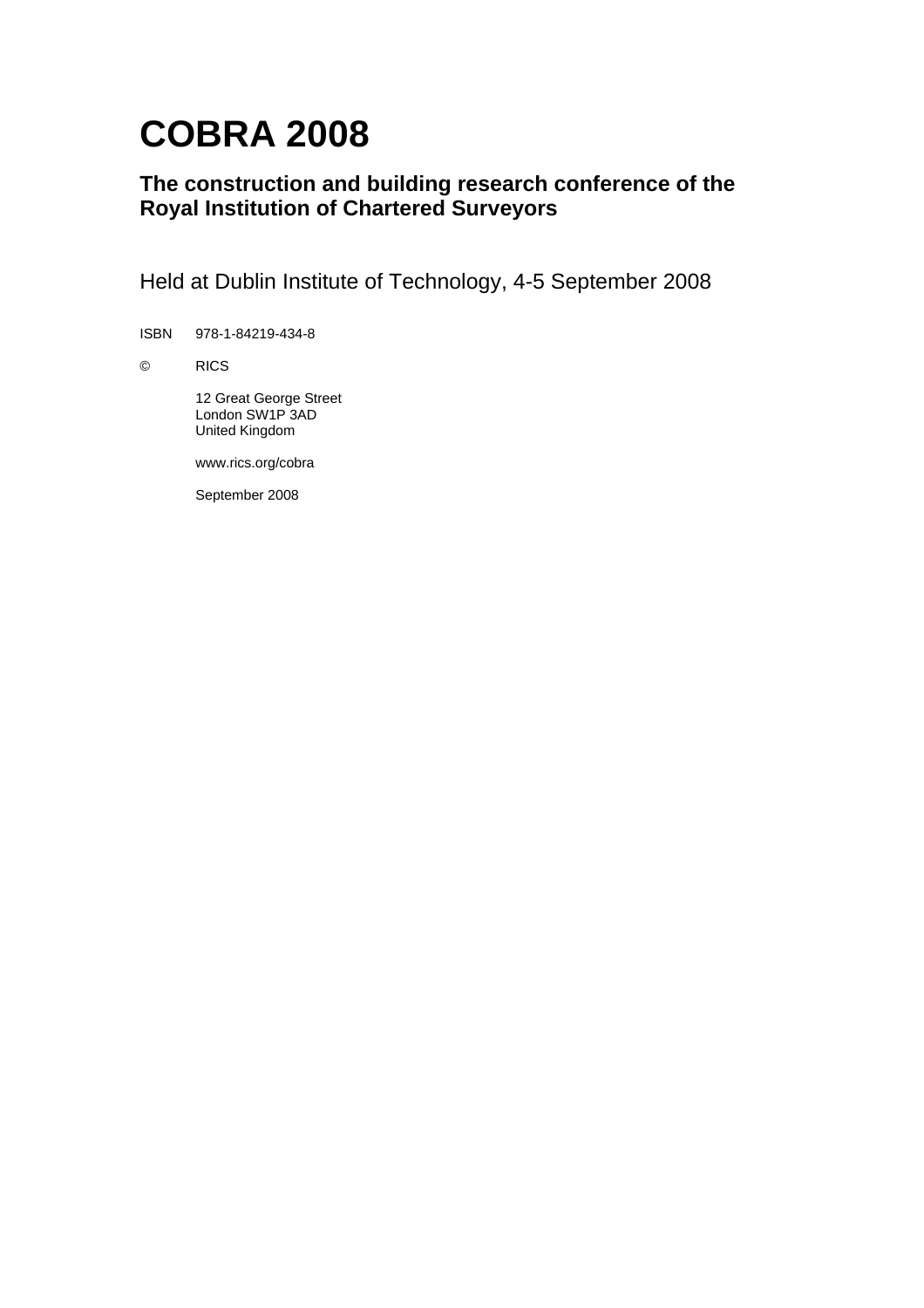# COBRA 2008

## The construction and building research conference of the Royal Institution of Chartered Surveyors

Held at Dublin Institute of Technology, 4-5 September 2008

ISBN 978-1-84219-434-8

© RICS

12 Great George Street  
London SW1P 3AD  
United Kingdom

www.rics.org/cobra

September 2008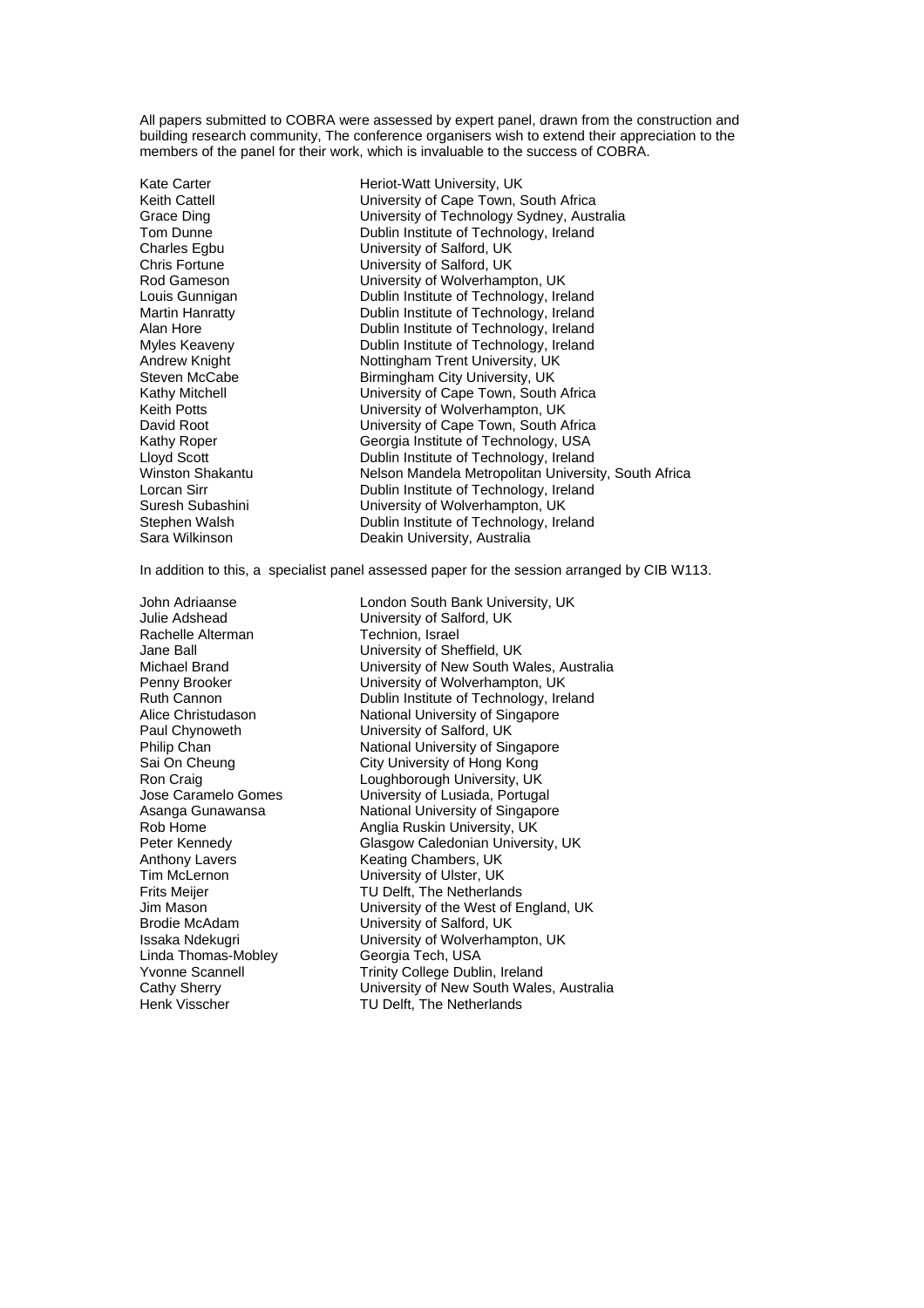All papers submitted to COBRA were assessed by expert panel, drawn from the construction and building research community, The conference organisers wish to extend their appreciation to the members of the panel for their work, which is invaluable to the success of COBRA.

| | |
|---|---|
| Kate Carter | Heriot-Watt University, UK |
| Keith Cattell | University of Cape Town, South Africa |
| Grace Ding | University of Technology Sydney, Australia |
| Tom Dunne | Dublin Institute of Technology, Ireland |
| Charles Egbu | University of Salford, UK |
| Chris Fortune | University of Salford, UK |
| Rod Gameson | University of Wolverhampton, UK |
| Louis Gunnigan | Dublin Institute of Technology, Ireland |
| Martin Hanratty | Dublin Institute of Technology, Ireland |
| Alan Hore | Dublin Institute of Technology, Ireland |
| Myles Keaveny | Dublin Institute of Technology, Ireland |
| Andrew Knight | Nottingham Trent University, UK |
| Steven McCabe | Birmingham City University, UK |
| Kathy Mitchell | University of Cape Town, South Africa |
| Keith Potts | University of Wolverhampton, UK |
| David Root | University of Cape Town, South Africa |
| Kathy Roper | Georgia Institute of Technology, USA |
| Lloyd Scott | Dublin Institute of Technology, Ireland |
| Winston Shakantu | Nelson Mandela Metropolitan University, South Africa |
| Lorcan Sirr | Dublin Institute of Technology, Ireland |
| Suresh Subashini | University of Wolverhampton, UK |
| Stephen Walsh | Dublin Institute of Technology, Ireland |
| Sara Wilkinson | Deakin University, Australia |

In addition to this, a specialist panel assessed paper for the session arranged by CIB W113.

| | |
|---|---|
| John Adriaanse | London South Bank University, UK |
| Julie Adshead | University of Salford, UK |
| Rachelle Alterman | Technion, Israel |
| Jane Ball | University of Sheffield, UK |
| Michael Brand | University of New South Wales, Australia |
| Penny Brooker | University of Wolverhampton, UK |
| Ruth Cannon | Dublin Institute of Technology, Ireland |
| Alice Christudason | National University of Singapore |
| Paul Chynoweth | University of Salford, UK |
| Philip Chan | National University of Singapore |
| Sai On Cheung | City University of Hong Kong |
| Ron Craig | Loughborough University, UK |
| Jose Caramelo Gomes | University of Lusiada, Portugal |
| Asanga Gunawansa | National University of Singapore |
| Rob Home | Anglia Ruskin University, UK |
| Peter Kennedy | Glasgow Caledonian University, UK |
| Anthony Lavers | Keating Chambers, UK |
| Tim McLernon | University of Ulster, UK |
| Frits Meijer | TU Delft, The Netherlands |
| Jim Mason | University of the West of England, UK |
| Brodie McAdam | University of Salford, UK |
| Issaka Ndekugri | University of Wolverhampton, UK |
| Linda Thomas-Mobley | Georgia Tech, USA |
| Yvonne Scannell | Trinity College Dublin, Ireland |
| Cathy Sherry | University of New South Wales, Australia |
| Henk Visscher | TU Delft, The Netherlands |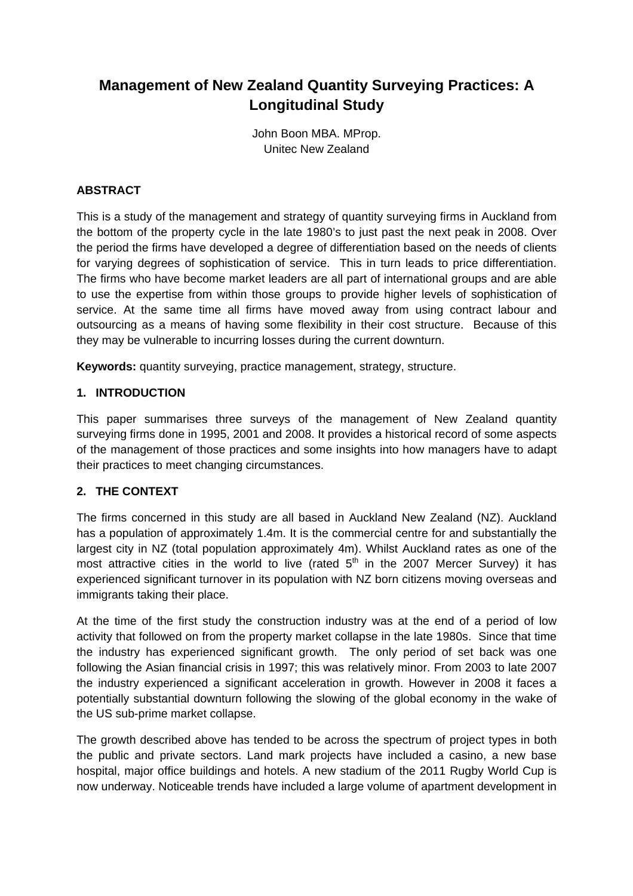# Management of New Zealand Quantity Surveying Practices: A Longitudinal Study

John Boon MBA. MProp.
Unitec New Zealand

## ABSTRACT

This is a study of the management and strategy of quantity surveying firms in Auckland from the bottom of the property cycle in the late 1980's to just past the next peak in 2008. Over the period the firms have developed a degree of differentiation based on the needs of clients for varying degrees of sophistication of service. This in turn leads to price differentiation. The firms who have become market leaders are all part of international groups and are able to use the expertise from within those groups to provide higher levels of sophistication of service. At the same time all firms have moved away from using contract labour and outsourcing as a means of having some flexibility in their cost structure. Because of this they may be vulnerable to incurring losses during the current downturn.

**Keywords:** quantity surveying, practice management, strategy, structure.

## 1. INTRODUCTION

This paper summarises three surveys of the management of New Zealand quantity surveying firms done in 1995, 2001 and 2008. It provides a historical record of some aspects of the management of those practices and some insights into how managers have to adapt their practices to meet changing circumstances.

## 2. THE CONTEXT

The firms concerned in this study are all based in Auckland New Zealand (NZ). Auckland has a population of approximately 1.4m. It is the commercial centre for and substantially the largest city in NZ (total population approximately 4m). Whilst Auckland rates as one of the most attractive cities in the world to live (rated 5th in the 2007 Mercer Survey) it has experienced significant turnover in its population with NZ born citizens moving overseas and immigrants taking their place.

At the time of the first study the construction industry was at the end of a period of low activity that followed on from the property market collapse in the late 1980s. Since that time the industry has experienced significant growth. The only period of set back was one following the Asian financial crisis in 1997; this was relatively minor. From 2003 to late 2007 the industry experienced a significant acceleration in growth. However in 2008 it faces a potentially substantial downturn following the slowing of the global economy in the wake of the US sub-prime market collapse.

The growth described above has tended to be across the spectrum of project types in both the public and private sectors. Land mark projects have included a casino, a new base hospital, major office buildings and hotels. A new stadium of the 2011 Rugby World Cup is now underway. Noticeable trends have included a large volume of apartment development in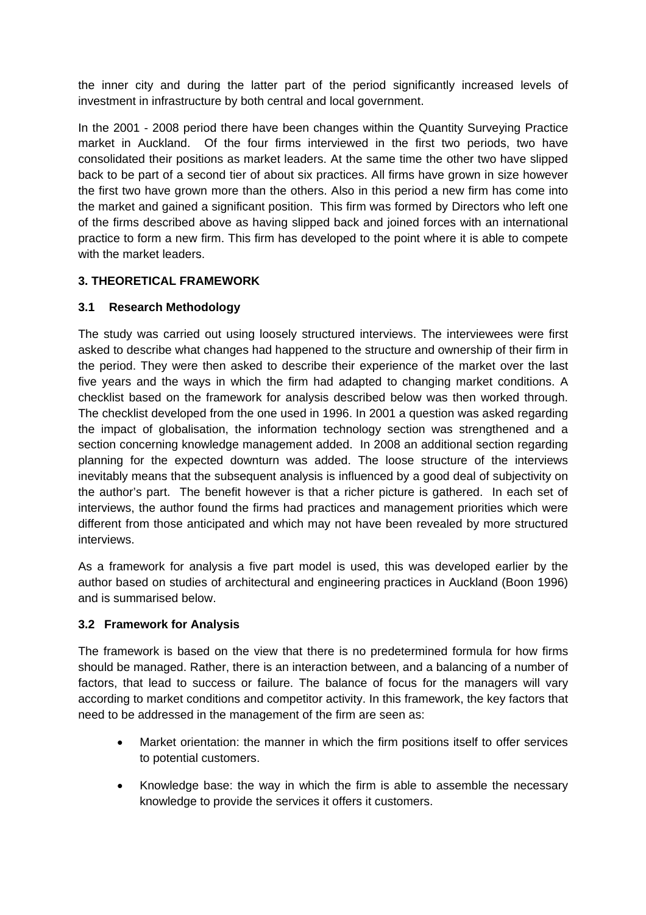the inner city and during the latter part of the period significantly increased levels of investment in infrastructure by both central and local government.

In the 2001 - 2008 period there have been changes within the Quantity Surveying Practice market in Auckland. Of the four firms interviewed in the first two periods, two have consolidated their positions as market leaders. At the same time the other two have slipped back to be part of a second tier of about six practices. All firms have grown in size however the first two have grown more than the others. Also in this period a new firm has come into the market and gained a significant position. This firm was formed by Directors who left one of the firms described above as having slipped back and joined forces with an international practice to form a new firm. This firm has developed to the point where it is able to compete with the market leaders.

## 3. THEORETICAL FRAMEWORK

### 3.1 Research Methodology

The study was carried out using loosely structured interviews. The interviewees were first asked to describe what changes had happened to the structure and ownership of their firm in the period. They were then asked to describe their experience of the market over the last five years and the ways in which the firm had adapted to changing market conditions. A checklist based on the framework for analysis described below was then worked through. The checklist developed from the one used in 1996. In 2001 a question was asked regarding the impact of globalisation, the information technology section was strengthened and a section concerning knowledge management added. In 2008 an additional section regarding planning for the expected downturn was added. The loose structure of the interviews inevitably means that the subsequent analysis is influenced by a good deal of subjectivity on the author's part. The benefit however is that a richer picture is gathered. In each set of interviews, the author found the firms had practices and management priorities which were different from those anticipated and which may not have been revealed by more structured interviews.

As a framework for analysis a five part model is used, this was developed earlier by the author based on studies of architectural and engineering practices in Auckland (Boon 1996) and is summarised below.

### 3.2 Framework for Analysis

The framework is based on the view that there is no predetermined formula for how firms should be managed. Rather, there is an interaction between, and a balancing of a number of factors, that lead to success or failure. The balance of focus for the managers will vary according to market conditions and competitor activity. In this framework, the key factors that need to be addressed in the management of the firm are seen as:

- Market orientation: the manner in which the firm positions itself to offer services to potential customers.
- Knowledge base: the way in which the firm is able to assemble the necessary knowledge to provide the services it offers it customers.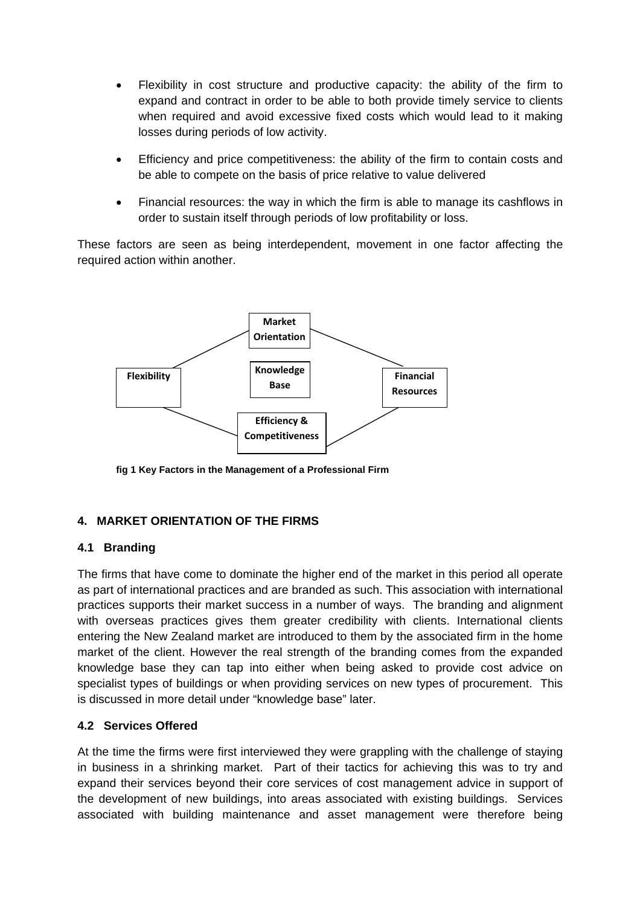- Flexibility in cost structure and productive capacity: the ability of the firm to expand and contract in order to be able to both provide timely service to clients when required and avoid excessive fixed costs which would lead to it making losses during periods of low activity.

- Efficiency and price competitiveness: the ability of the firm to contain costs and be able to compete on the basis of price relative to value delivered

- Financial resources: the way in which the firm is able to manage its cashflows in order to sustain itself through periods of low profitability or loss.

These factors are seen as being interdependent, movement in one factor affecting the required action within another.

Market Orientation

Flexibility

Knowledge Base

Financial Resources

Efficiency & Competitiveness

**fig 1 Key Factors in the Management of a Professional Firm**

## 4. MARKET ORIENTATION OF THE FIRMS

### 4.1 Branding

The firms that have come to dominate the higher end of the market in this period all operate as part of international practices and are branded as such. This association with international practices supports their market success in a number of ways. The branding and alignment with overseas practices gives them greater credibility with clients. International clients entering the New Zealand market are introduced to them by the associated firm in the home market of the client. However the real strength of the branding comes from the expanded knowledge base they can tap into either when being asked to provide cost advice on specialist types of buildings or when providing services on new types of procurement. This is discussed in more detail under "knowledge base" later.

### 4.2 Services Offered

At the time the firms were first interviewed they were grappling with the challenge of staying in business in a shrinking market. Part of their tactics for achieving this was to try and expand their services beyond their core services of cost management advice in support of the development of new buildings, into areas associated with existing buildings. Services associated with building maintenance and asset management were therefore being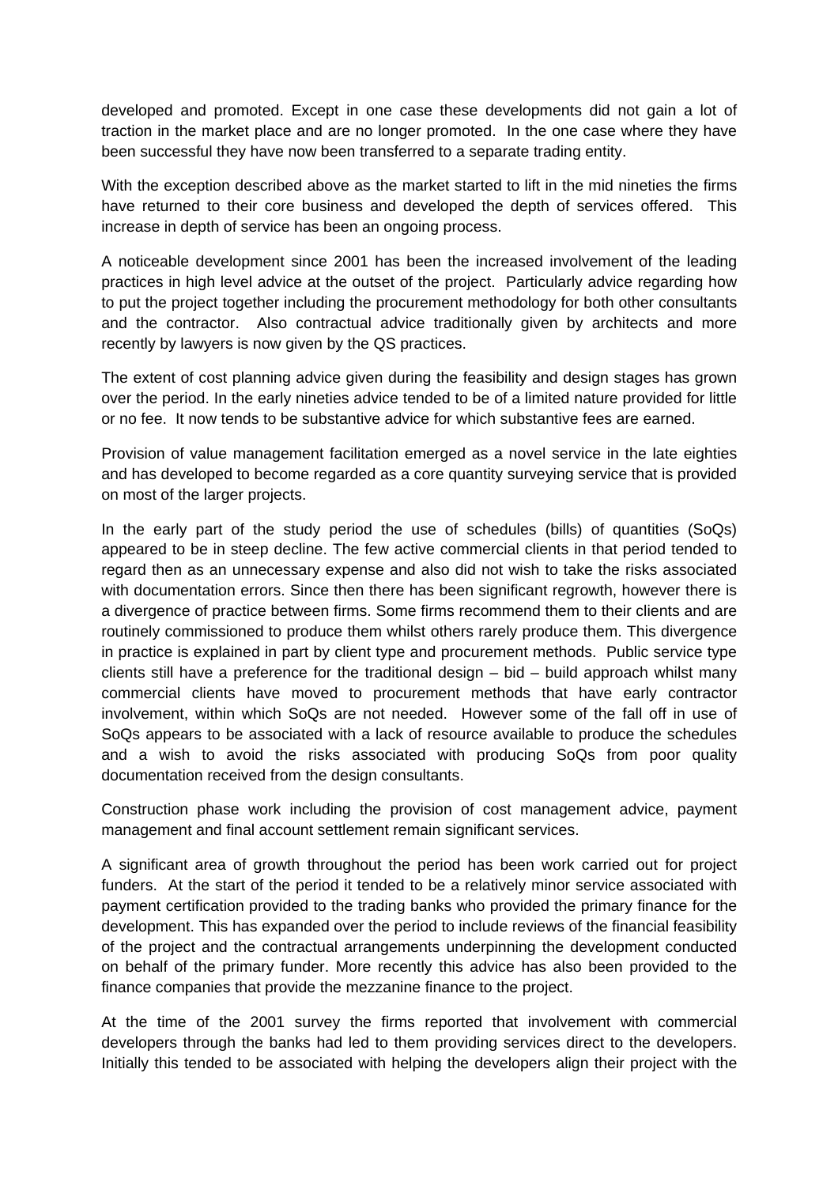developed and promoted. Except in one case these developments did not gain a lot of traction in the market place and are no longer promoted. In the one case where they have been successful they have now been transferred to a separate trading entity.

With the exception described above as the market started to lift in the mid nineties the firms have returned to their core business and developed the depth of services offered. This increase in depth of service has been an ongoing process.

A noticeable development since 2001 has been the increased involvement of the leading practices in high level advice at the outset of the project. Particularly advice regarding how to put the project together including the procurement methodology for both other consultants and the contractor. Also contractual advice traditionally given by architects and more recently by lawyers is now given by the QS practices.

The extent of cost planning advice given during the feasibility and design stages has grown over the period. In the early nineties advice tended to be of a limited nature provided for little or no fee. It now tends to be substantive advice for which substantive fees are earned.

Provision of value management facilitation emerged as a novel service in the late eighties and has developed to become regarded as a core quantity surveying service that is provided on most of the larger projects.

In the early part of the study period the use of schedules (bills) of quantities (SoQs) appeared to be in steep decline. The few active commercial clients in that period tended to regard then as an unnecessary expense and also did not wish to take the risks associated with documentation errors. Since then there has been significant regrowth, however there is a divergence of practice between firms. Some firms recommend them to their clients and are routinely commissioned to produce them whilst others rarely produce them. This divergence in practice is explained in part by client type and procurement methods. Public service type clients still have a preference for the traditional design – bid – build approach whilst many commercial clients have moved to procurement methods that have early contractor involvement, within which SoQs are not needed. However some of the fall off in use of SoQs appears to be associated with a lack of resource available to produce the schedules and a wish to avoid the risks associated with producing SoQs from poor quality documentation received from the design consultants.

Construction phase work including the provision of cost management advice, payment management and final account settlement remain significant services.

A significant area of growth throughout the period has been work carried out for project funders. At the start of the period it tended to be a relatively minor service associated with payment certification provided to the trading banks who provided the primary finance for the development. This has expanded over the period to include reviews of the financial feasibility of the project and the contractual arrangements underpinning the development conducted on behalf of the primary funder. More recently this advice has also been provided to the finance companies that provide the mezzanine finance to the project.

At the time of the 2001 survey the firms reported that involvement with commercial developers through the banks had led to them providing services direct to the developers. Initially this tended to be associated with helping the developers align their project with the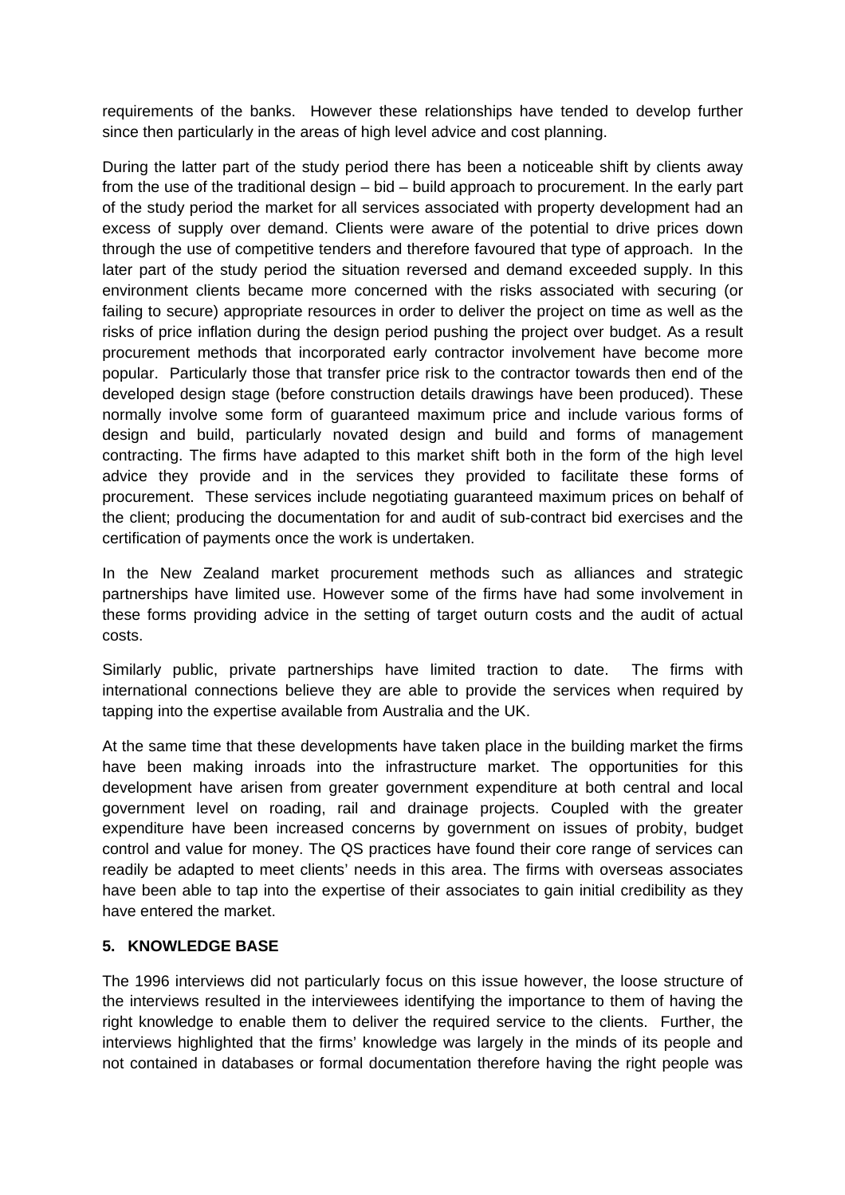requirements of the banks. However these relationships have tended to develop further since then particularly in the areas of high level advice and cost planning.

During the latter part of the study period there has been a noticeable shift by clients away from the use of the traditional design – bid – build approach to procurement. In the early part of the study period the market for all services associated with property development had an excess of supply over demand. Clients were aware of the potential to drive prices down through the use of competitive tenders and therefore favoured that type of approach. In the later part of the study period the situation reversed and demand exceeded supply. In this environment clients became more concerned with the risks associated with securing (or failing to secure) appropriate resources in order to deliver the project on time as well as the risks of price inflation during the design period pushing the project over budget. As a result procurement methods that incorporated early contractor involvement have become more popular. Particularly those that transfer price risk to the contractor towards then end of the developed design stage (before construction details drawings have been produced). These normally involve some form of guaranteed maximum price and include various forms of design and build, particularly novated design and build and forms of management contracting. The firms have adapted to this market shift both in the form of the high level advice they provide and in the services they provided to facilitate these forms of procurement. These services include negotiating guaranteed maximum prices on behalf of the client; producing the documentation for and audit of sub-contract bid exercises and the certification of payments once the work is undertaken.

In the New Zealand market procurement methods such as alliances and strategic partnerships have limited use. However some of the firms have had some involvement in these forms providing advice in the setting of target outurn costs and the audit of actual costs.

Similarly public, private partnerships have limited traction to date. The firms with international connections believe they are able to provide the services when required by tapping into the expertise available from Australia and the UK.

At the same time that these developments have taken place in the building market the firms have been making inroads into the infrastructure market. The opportunities for this development have arisen from greater government expenditure at both central and local government level on roading, rail and drainage projects. Coupled with the greater expenditure have been increased concerns by government on issues of probity, budget control and value for money. The QS practices have found their core range of services can readily be adapted to meet clients' needs in this area. The firms with overseas associates have been able to tap into the expertise of their associates to gain initial credibility as they have entered the market.

## 5. KNOWLEDGE BASE

The 1996 interviews did not particularly focus on this issue however, the loose structure of the interviews resulted in the interviewees identifying the importance to them of having the right knowledge to enable them to deliver the required service to the clients. Further, the interviews highlighted that the firms' knowledge was largely in the minds of its people and not contained in databases or formal documentation therefore having the right people was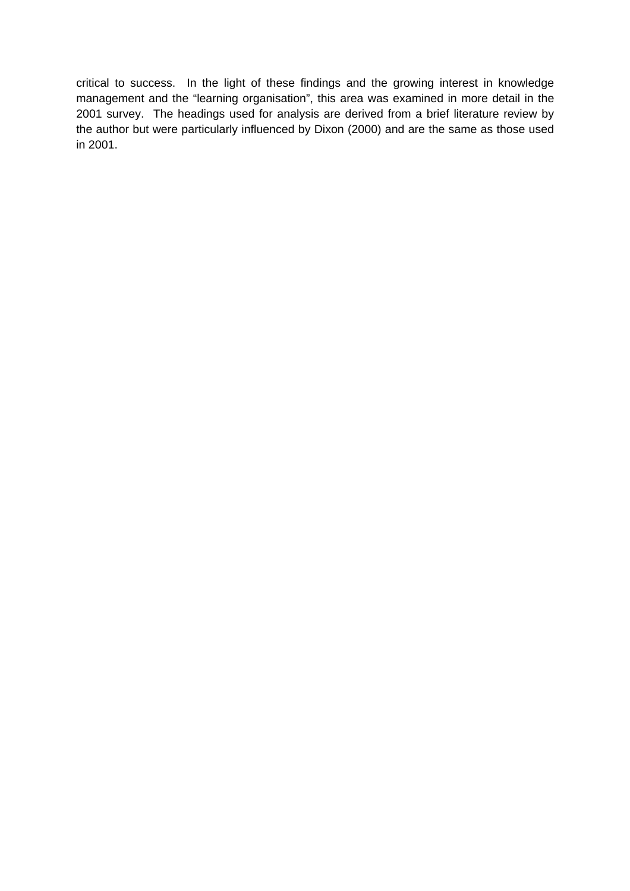critical to success. In the light of these findings and the growing interest in knowledge management and the “learning organisation”, this area was examined in more detail in the 2001 survey. The headings used for analysis are derived from a brief literature review by the author but were particularly influenced by Dixon (2000) and are the same as those used in 2001.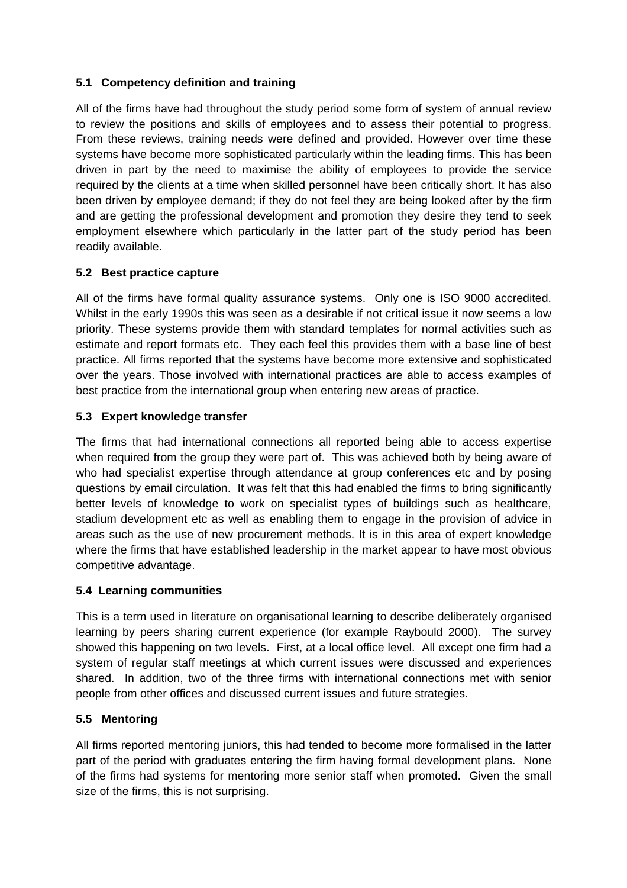### 5.1 Competency definition and training

All of the firms have had throughout the study period some form of system of annual review to review the positions and skills of employees and to assess their potential to progress. From these reviews, training needs were defined and provided. However over time these systems have become more sophisticated particularly within the leading firms. This has been driven in part by the need to maximise the ability of employees to provide the service required by the clients at a time when skilled personnel have been critically short. It has also been driven by employee demand; if they do not feel they are being looked after by the firm and are getting the professional development and promotion they desire they tend to seek employment elsewhere which particularly in the latter part of the study period has been readily available.

### 5.2 Best practice capture

All of the firms have formal quality assurance systems. Only one is ISO 9000 accredited. Whilst in the early 1990s this was seen as a desirable if not critical issue it now seems a low priority. These systems provide them with standard templates for normal activities such as estimate and report formats etc. They each feel this provides them with a base line of best practice. All firms reported that the systems have become more extensive and sophisticated over the years. Those involved with international practices are able to access examples of best practice from the international group when entering new areas of practice.

### 5.3 Expert knowledge transfer

The firms that had international connections all reported being able to access expertise when required from the group they were part of. This was achieved both by being aware of who had specialist expertise through attendance at group conferences etc and by posing questions by email circulation. It was felt that this had enabled the firms to bring significantly better levels of knowledge to work on specialist types of buildings such as healthcare, stadium development etc as well as enabling them to engage in the provision of advice in areas such as the use of new procurement methods. It is in this area of expert knowledge where the firms that have established leadership in the market appear to have most obvious competitive advantage.

### 5.4 Learning communities

This is a term used in literature on organisational learning to describe deliberately organised learning by peers sharing current experience (for example Raybould 2000). The survey showed this happening on two levels. First, at a local office level. All except one firm had a system of regular staff meetings at which current issues were discussed and experiences shared. In addition, two of the three firms with international connections met with senior people from other offices and discussed current issues and future strategies.

### 5.5 Mentoring

All firms reported mentoring juniors, this had tended to become more formalised in the latter part of the period with graduates entering the firm having formal development plans. None of the firms had systems for mentoring more senior staff when promoted. Given the small size of the firms, this is not surprising.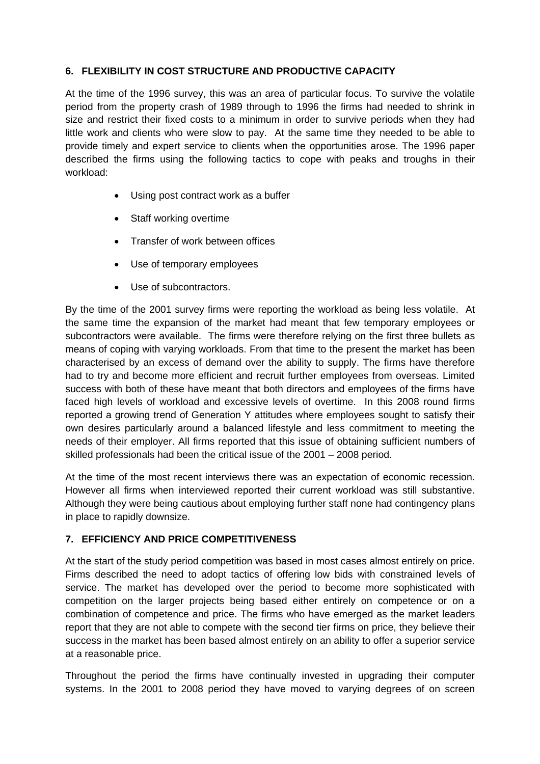## 6. FLEXIBILITY IN COST STRUCTURE AND PRODUCTIVE CAPACITY

At the time of the 1996 survey, this was an area of particular focus. To survive the volatile period from the property crash of 1989 through to 1996 the firms had needed to shrink in size and restrict their fixed costs to a minimum in order to survive periods when they had little work and clients who were slow to pay. At the same time they needed to be able to provide timely and expert service to clients when the opportunities arose. The 1996 paper described the firms using the following tactics to cope with peaks and troughs in their workload:

- Using post contract work as a buffer
- Staff working overtime
- Transfer of work between offices
- Use of temporary employees
- Use of subcontractors.

By the time of the 2001 survey firms were reporting the workload as being less volatile. At the same time the expansion of the market had meant that few temporary employees or subcontractors were available. The firms were therefore relying on the first three bullets as means of coping with varying workloads. From that time to the present the market has been characterised by an excess of demand over the ability to supply. The firms have therefore had to try and become more efficient and recruit further employees from overseas. Limited success with both of these have meant that both directors and employees of the firms have faced high levels of workload and excessive levels of overtime. In this 2008 round firms reported a growing trend of Generation Y attitudes where employees sought to satisfy their own desires particularly around a balanced lifestyle and less commitment to meeting the needs of their employer. All firms reported that this issue of obtaining sufficient numbers of skilled professionals had been the critical issue of the 2001 – 2008 period.

At the time of the most recent interviews there was an expectation of economic recession. However all firms when interviewed reported their current workload was still substantive. Although they were being cautious about employing further staff none had contingency plans in place to rapidly downsize.

## 7. EFFICIENCY AND PRICE COMPETITIVENESS

At the start of the study period competition was based in most cases almost entirely on price. Firms described the need to adopt tactics of offering low bids with constrained levels of service. The market has developed over the period to become more sophisticated with competition on the larger projects being based either entirely on competence or on a combination of competence and price. The firms who have emerged as the market leaders report that they are not able to compete with the second tier firms on price, they believe their success in the market has been based almost entirely on an ability to offer a superior service at a reasonable price.

Throughout the period the firms have continually invested in upgrading their computer systems. In the 2001 to 2008 period they have moved to varying degrees of on screen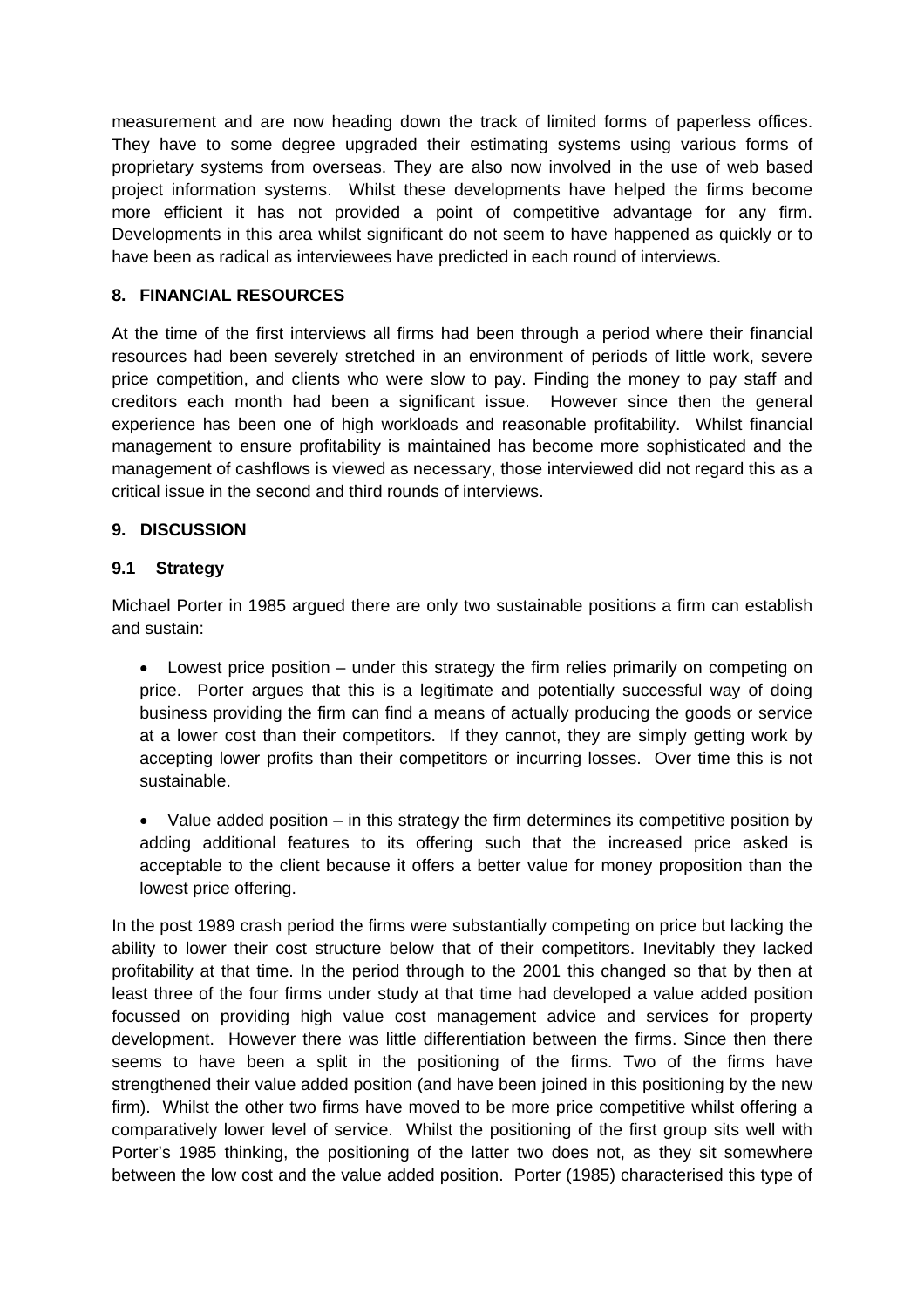measurement and are now heading down the track of limited forms of paperless offices. They have to some degree upgraded their estimating systems using various forms of proprietary systems from overseas. They are also now involved in the use of web based project information systems. Whilst these developments have helped the firms become more efficient it has not provided a point of competitive advantage for any firm. Developments in this area whilst significant do not seem to have happened as quickly or to have been as radical as interviewees have predicted in each round of interviews.

## 8. FINANCIAL RESOURCES

At the time of the first interviews all firms had been through a period where their financial resources had been severely stretched in an environment of periods of little work, severe price competition, and clients who were slow to pay. Finding the money to pay staff and creditors each month had been a significant issue. However since then the general experience has been one of high workloads and reasonable profitability. Whilst financial management to ensure profitability is maintained has become more sophisticated and the management of cashflows is viewed as necessary, those interviewed did not regard this as a critical issue in the second and third rounds of interviews.

## 9. DISCUSSION

### 9.1 Strategy

Michael Porter in 1985 argued there are only two sustainable positions a firm can establish and sustain:

- Lowest price position – under this strategy the firm relies primarily on competing on price. Porter argues that this is a legitimate and potentially successful way of doing business providing the firm can find a means of actually producing the goods or service at a lower cost than their competitors. If they cannot, they are simply getting work by accepting lower profits than their competitors or incurring losses. Over time this is not sustainable.

- Value added position – in this strategy the firm determines its competitive position by adding additional features to its offering such that the increased price asked is acceptable to the client because it offers a better value for money proposition than the lowest price offering.

In the post 1989 crash period the firms were substantially competing on price but lacking the ability to lower their cost structure below that of their competitors. Inevitably they lacked profitability at that time. In the period through to the 2001 this changed so that by then at least three of the four firms under study at that time had developed a value added position focussed on providing high value cost management advice and services for property development. However there was little differentiation between the firms. Since then there seems to have been a split in the positioning of the firms. Two of the firms have strengthened their value added position (and have been joined in this positioning by the new firm). Whilst the other two firms have moved to be more price competitive whilst offering a comparatively lower level of service. Whilst the positioning of the first group sits well with Porter's 1985 thinking, the positioning of the latter two does not, as they sit somewhere between the low cost and the value added position. Porter (1985) characterised this type of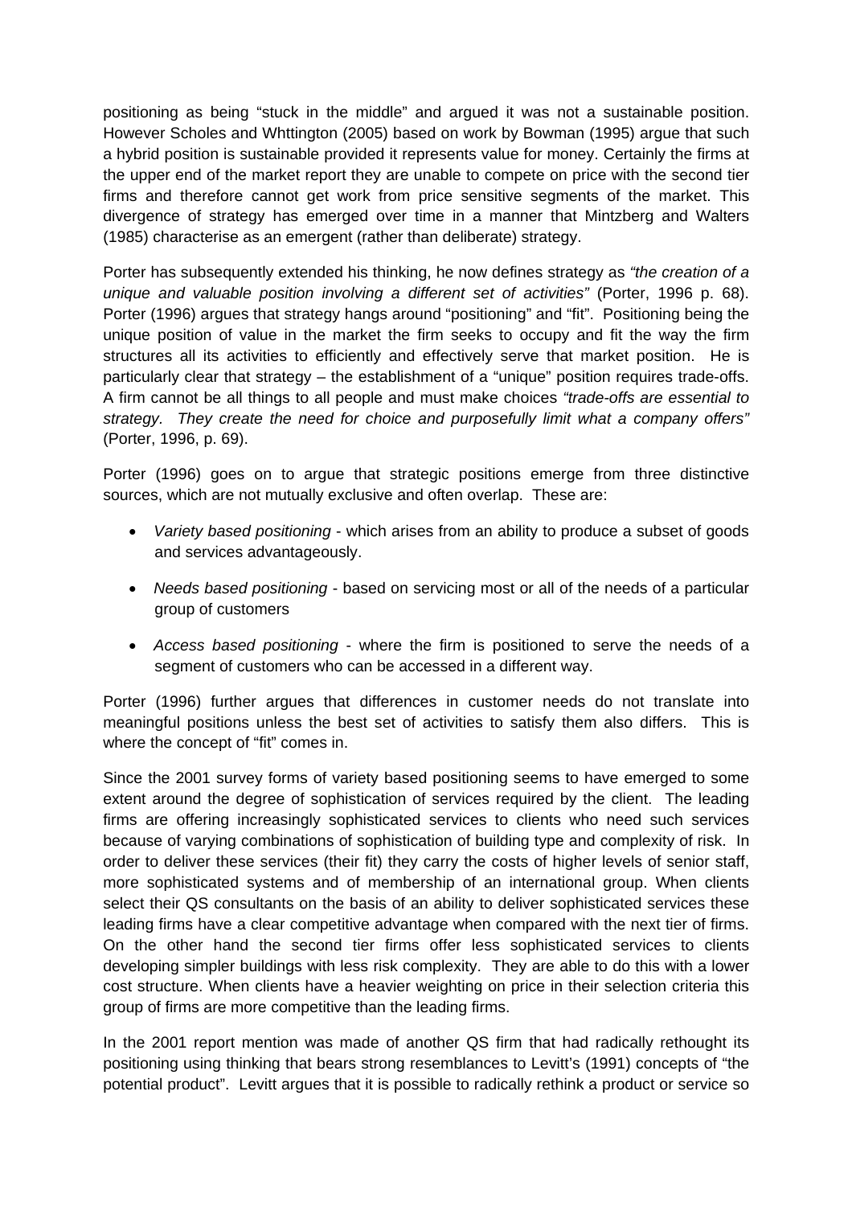positioning as being "stuck in the middle" and argued it was not a sustainable position. However Scholes and Whttington (2005) based on work by Bowman (1995) argue that such a hybrid position is sustainable provided it represents value for money. Certainly the firms at the upper end of the market report they are unable to compete on price with the second tier firms and therefore cannot get work from price sensitive segments of the market. This divergence of strategy has emerged over time in a manner that Mintzberg and Walters (1985) characterise as an emergent (rather than deliberate) strategy.

Porter has subsequently extended his thinking, he now defines strategy as *"the creation of a unique and valuable position involving a different set of activities"* (Porter, 1996 p. 68). Porter (1996) argues that strategy hangs around "positioning" and "fit". Positioning being the unique position of value in the market the firm seeks to occupy and fit the way the firm structures all its activities to efficiently and effectively serve that market position. He is particularly clear that strategy – the establishment of a "unique" position requires trade-offs. A firm cannot be all things to all people and must make choices *"trade-offs are essential to strategy. They create the need for choice and purposefully limit what a company offers"* (Porter, 1996, p. 69).

Porter (1996) goes on to argue that strategic positions emerge from three distinctive sources, which are not mutually exclusive and often overlap. These are:

- *Variety based positioning* - which arises from an ability to produce a subset of goods and services advantageously.
- *Needs based positioning* - based on servicing most or all of the needs of a particular group of customers
- *Access based positioning* - where the firm is positioned to serve the needs of a segment of customers who can be accessed in a different way.

Porter (1996) further argues that differences in customer needs do not translate into meaningful positions unless the best set of activities to satisfy them also differs. This is where the concept of "fit" comes in.

Since the 2001 survey forms of variety based positioning seems to have emerged to some extent around the degree of sophistication of services required by the client. The leading firms are offering increasingly sophisticated services to clients who need such services because of varying combinations of sophistication of building type and complexity of risk. In order to deliver these services (their fit) they carry the costs of higher levels of senior staff, more sophisticated systems and of membership of an international group. When clients select their QS consultants on the basis of an ability to deliver sophisticated services these leading firms have a clear competitive advantage when compared with the next tier of firms. On the other hand the second tier firms offer less sophisticated services to clients developing simpler buildings with less risk complexity. They are able to do this with a lower cost structure. When clients have a heavier weighting on price in their selection criteria this group of firms are more competitive than the leading firms.

In the 2001 report mention was made of another QS firm that had radically rethought its positioning using thinking that bears strong resemblances to Levitt's (1991) concepts of "the potential product". Levitt argues that it is possible to radically rethink a product or service so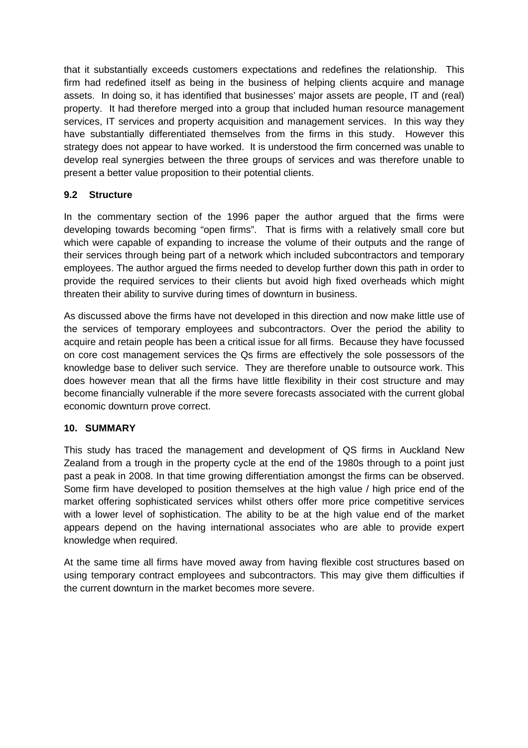that it substantially exceeds customers expectations and redefines the relationship. This firm had redefined itself as being in the business of helping clients acquire and manage assets. In doing so, it has identified that businesses' major assets are people, IT and (real) property. It had therefore merged into a group that included human resource management services, IT services and property acquisition and management services. In this way they have substantially differentiated themselves from the firms in this study. However this strategy does not appear to have worked. It is understood the firm concerned was unable to develop real synergies between the three groups of services and was therefore unable to present a better value proposition to their potential clients.

### 9.2 Structure

In the commentary section of the 1996 paper the author argued that the firms were developing towards becoming "open firms". That is firms with a relatively small core but which were capable of expanding to increase the volume of their outputs and the range of their services through being part of a network which included subcontractors and temporary employees. The author argued the firms needed to develop further down this path in order to provide the required services to their clients but avoid high fixed overheads which might threaten their ability to survive during times of downturn in business.

As discussed above the firms have not developed in this direction and now make little use of the services of temporary employees and subcontractors. Over the period the ability to acquire and retain people has been a critical issue for all firms. Because they have focussed on core cost management services the Qs firms are effectively the sole possessors of the knowledge base to deliver such service. They are therefore unable to outsource work. This does however mean that all the firms have little flexibility in their cost structure and may become financially vulnerable if the more severe forecasts associated with the current global economic downturn prove correct.

## 10. SUMMARY

This study has traced the management and development of QS firms in Auckland New Zealand from a trough in the property cycle at the end of the 1980s through to a point just past a peak in 2008. In that time growing differentiation amongst the firms can be observed. Some firm have developed to position themselves at the high value / high price end of the market offering sophisticated services whilst others offer more price competitive services with a lower level of sophistication. The ability to be at the high value end of the market appears depend on the having international associates who are able to provide expert knowledge when required.

At the same time all firms have moved away from having flexible cost structures based on using temporary contract employees and subcontractors. This may give them difficulties if the current downturn in the market becomes more severe.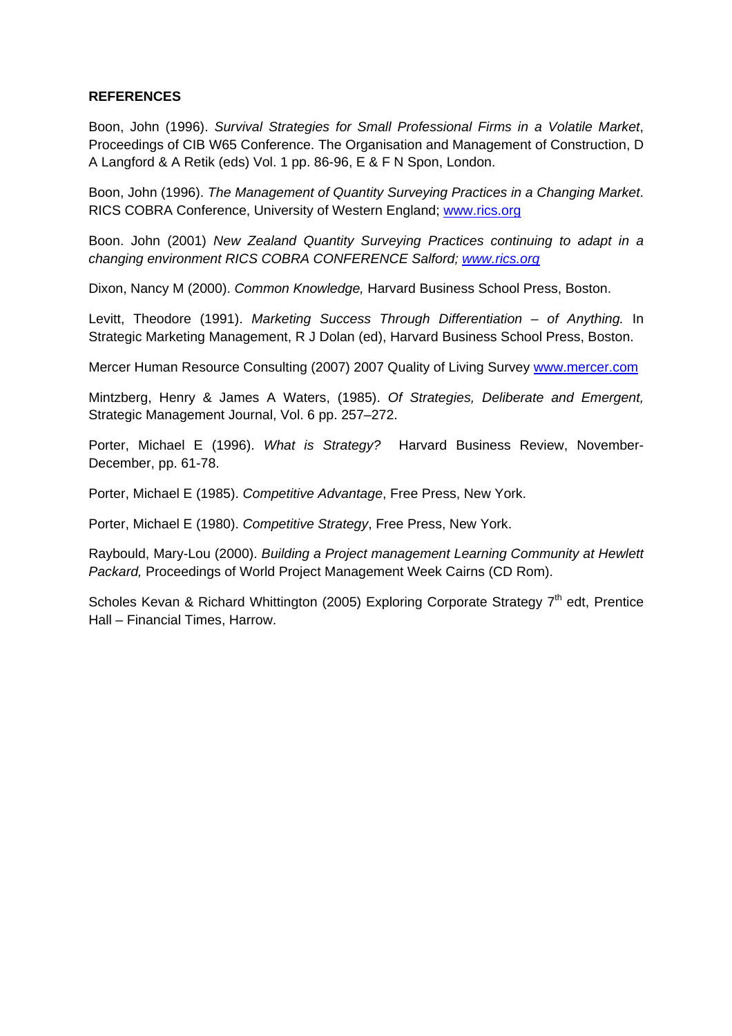**REFERENCES**

Boon, John (1996). *Survival Strategies for Small Professional Firms in a Volatile Market*, Proceedings of CIB W65 Conference. The Organisation and Management of Construction, D A Langford & A Retik (eds) Vol. 1 pp. 86-96, E & F N Spon, London.

Boon, John (1996). *The Management of Quantity Surveying Practices in a Changing Market*. RICS COBRA Conference, University of Western England; www.rics.org

Boon. John (2001) *New Zealand Quantity Surveying Practices continuing to adapt in a changing environment RICS COBRA CONFERENCE Salford; www.rics.org*

Dixon, Nancy M (2000). *Common Knowledge,* Harvard Business School Press, Boston.

Levitt, Theodore (1991). *Marketing Success Through Differentiation – of Anything.* In Strategic Marketing Management, R J Dolan (ed), Harvard Business School Press, Boston.

Mercer Human Resource Consulting (2007) 2007 Quality of Living Survey www.mercer.com

Mintzberg, Henry & James A Waters, (1985). *Of Strategies, Deliberate and Emergent,* Strategic Management Journal, Vol. 6 pp. 257–272.

Porter, Michael E (1996). *What is Strategy?* Harvard Business Review, November-December, pp. 61-78.

Porter, Michael E (1985). *Competitive Advantage*, Free Press, New York.

Porter, Michael E (1980). *Competitive Strategy*, Free Press, New York.

Raybould, Mary-Lou (2000). *Building a Project management Learning Community at Hewlett Packard,* Proceedings of World Project Management Week Cairns (CD Rom).

Scholes Kevan & Richard Whittington (2005) Exploring Corporate Strategy 7th edt, Prentice Hall – Financial Times, Harrow.